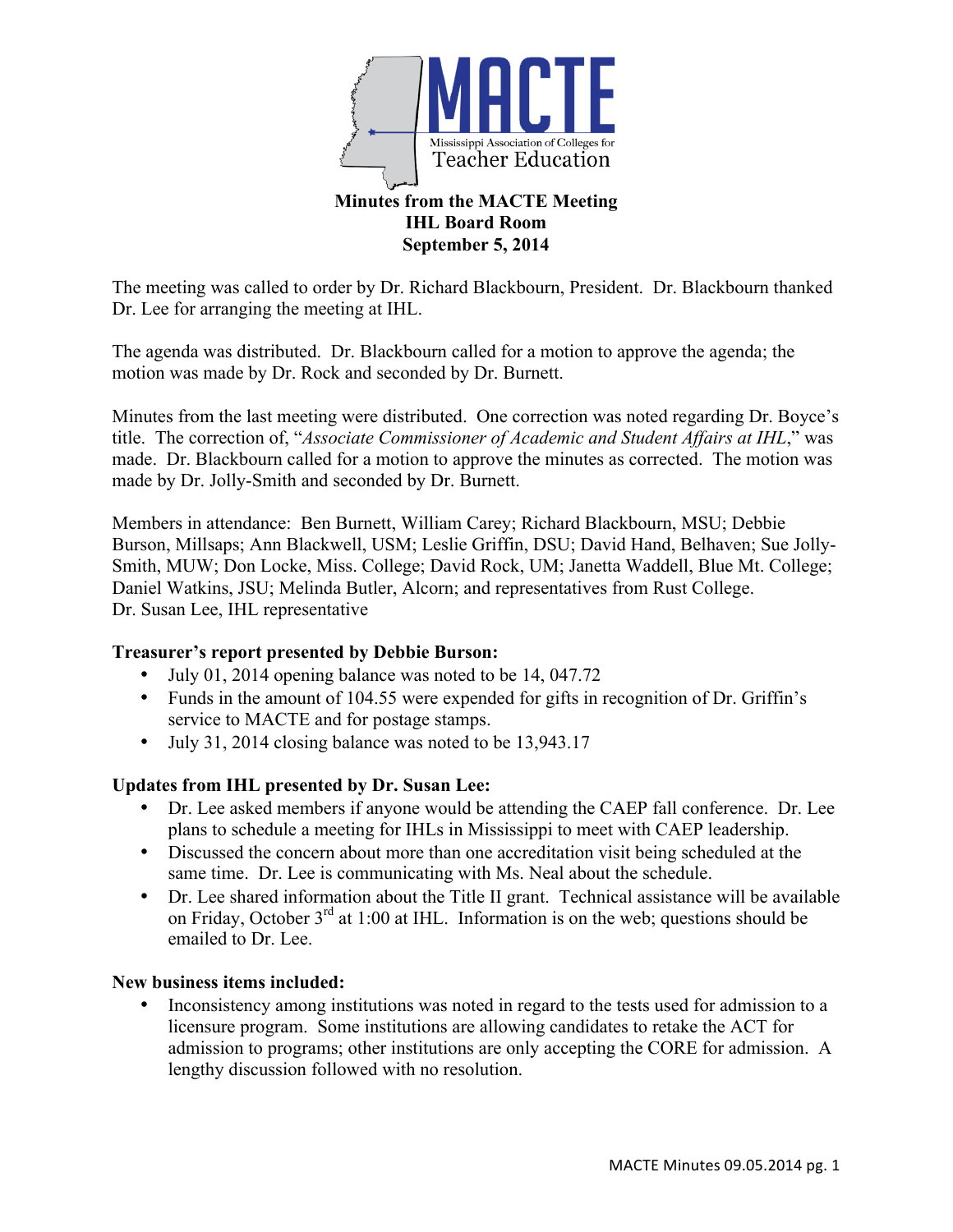MACTE

Mississippi Association of Colleges for Teacher Education

# Minutes from the MACTE Meeting
## IHL Board Room
## September 5, 2014

The meeting was called to order by Dr. Richard Blackbourn, President. Dr. Blackbourn thanked Dr. Lee for arranging the meeting at IHL.

The agenda was distributed. Dr. Blackbourn called for a motion to approve the agenda; the motion was made by Dr. Rock and seconded by Dr. Burnett.

Minutes from the last meeting were distributed. One correction was noted regarding Dr. Boyce's title. The correction of, "*Associate Commissioner of Academic and Student Affairs at IHL*," was made. Dr. Blackbourn called for a motion to approve the minutes as corrected. The motion was made by Dr. Jolly-Smith and seconded by Dr. Burnett.

Members in attendance: Ben Burnett, William Carey; Richard Blackbourn, MSU; Debbie Burson, Millsaps; Ann Blackwell, USM; Leslie Griffin, DSU; David Hand, Belhaven; Sue Jolly-Smith, MUW; Don Locke, Miss. College; David Rock, UM; Janetta Waddell, Blue Mt. College; Daniel Watkins, JSU; Melinda Butler, Alcorn; and representatives from Rust College.
Dr. Susan Lee, IHL representative

**Treasurer's report presented by Debbie Burson:**

- July 01, 2014 opening balance was noted to be 14, 047.72
- Funds in the amount of 104.55 were expended for gifts in recognition of Dr. Griffin's service to MACTE and for postage stamps.
- July 31, 2014 closing balance was noted to be 13,943.17

**Updates from IHL presented by Dr. Susan Lee:**

- Dr. Lee asked members if anyone would be attending the CAEP fall conference. Dr. Lee plans to schedule a meeting for IHLs in Mississippi to meet with CAEP leadership.
- Discussed the concern about more than one accreditation visit being scheduled at the same time. Dr. Lee is communicating with Ms. Neal about the schedule.
- Dr. Lee shared information about the Title II grant. Technical assistance will be available on Friday, October 3rd at 1:00 at IHL. Information is on the web; questions should be emailed to Dr. Lee.

**New business items included:**

- Inconsistency among institutions was noted in regard to the tests used for admission to a licensure program. Some institutions are allowing candidates to retake the ACT for admission to programs; other institutions are only accepting the CORE for admission. A lengthy discussion followed with no resolution.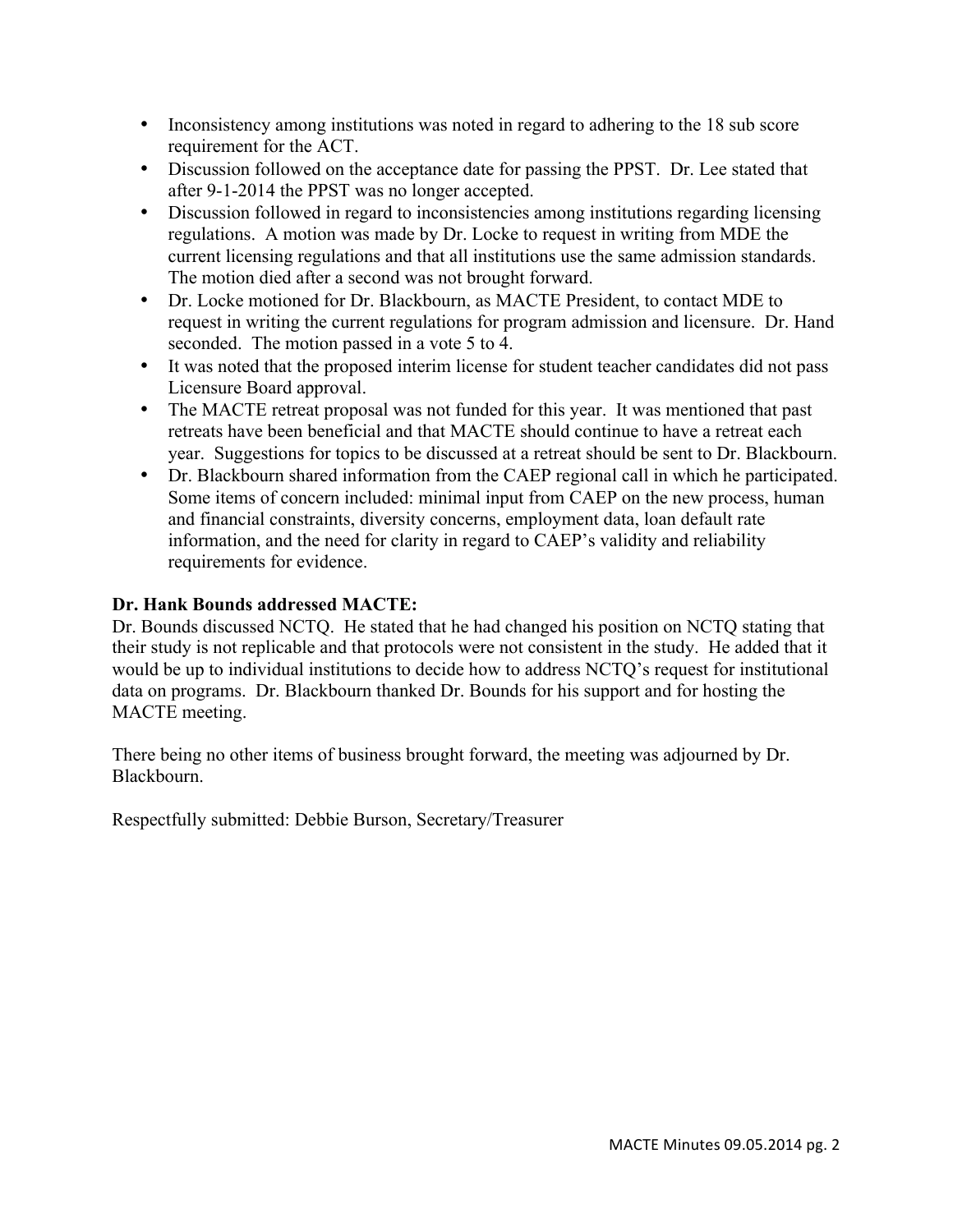- Inconsistency among institutions was noted in regard to adhering to the 18 sub score requirement for the ACT.
- Discussion followed on the acceptance date for passing the PPST. Dr. Lee stated that after 9-1-2014 the PPST was no longer accepted.
- Discussion followed in regard to inconsistencies among institutions regarding licensing regulations. A motion was made by Dr. Locke to request in writing from MDE the current licensing regulations and that all institutions use the same admission standards. The motion died after a second was not brought forward.
- Dr. Locke motioned for Dr. Blackbourn, as MACTE President, to contact MDE to request in writing the current regulations for program admission and licensure. Dr. Hand seconded. The motion passed in a vote 5 to 4.
- It was noted that the proposed interim license for student teacher candidates did not pass Licensure Board approval.
- The MACTE retreat proposal was not funded for this year. It was mentioned that past retreats have been beneficial and that MACTE should continue to have a retreat each year. Suggestions for topics to be discussed at a retreat should be sent to Dr. Blackbourn.
- Dr. Blackbourn shared information from the CAEP regional call in which he participated. Some items of concern included: minimal input from CAEP on the new process, human and financial constraints, diversity concerns, employment data, loan default rate information, and the need for clarity in regard to CAEP's validity and reliability requirements for evidence.

**Dr. Hank Bounds addressed MACTE:**

Dr. Bounds discussed NCTQ. He stated that he had changed his position on NCTQ stating that their study is not replicable and that protocols were not consistent in the study. He added that it would be up to individual institutions to decide how to address NCTQ's request for institutional data on programs. Dr. Blackbourn thanked Dr. Bounds for his support and for hosting the MACTE meeting.

There being no other items of business brought forward, the meeting was adjourned by Dr. Blackbourn.

Respectfully submitted: Debbie Burson, Secretary/Treasurer